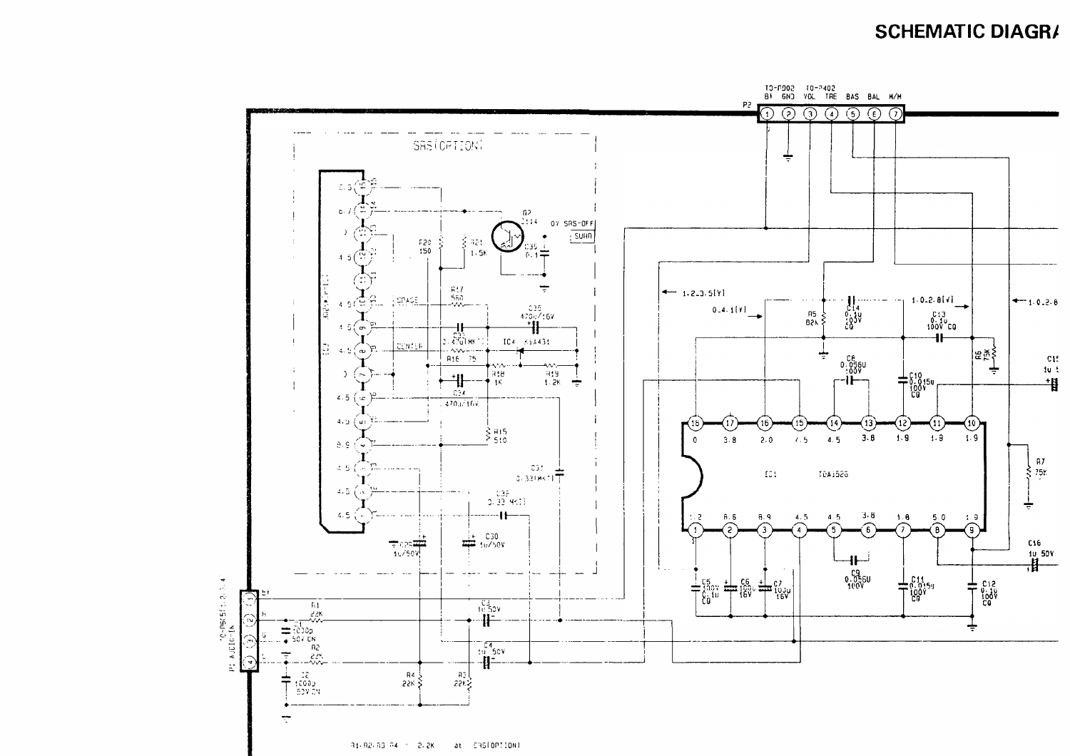# SCHEMATIC DIAGRA

P2

| TO-P002 | | TO-P402 | | | | |
|---|---|---|---|---|---|---|
| B+ | GND | VOL | TRE | BAS | BAL | H/M |
| 1 | 2 | 3 | 4 | 5 | 6 | 7 |

SRS(OPTION)

IC4 KIA431

IC1 TDA1526

P1 AUDIO-IN (TO-P505 1,2,3,4)

R1,R2,R3,R4 : 2.2K at SRS(OPTION)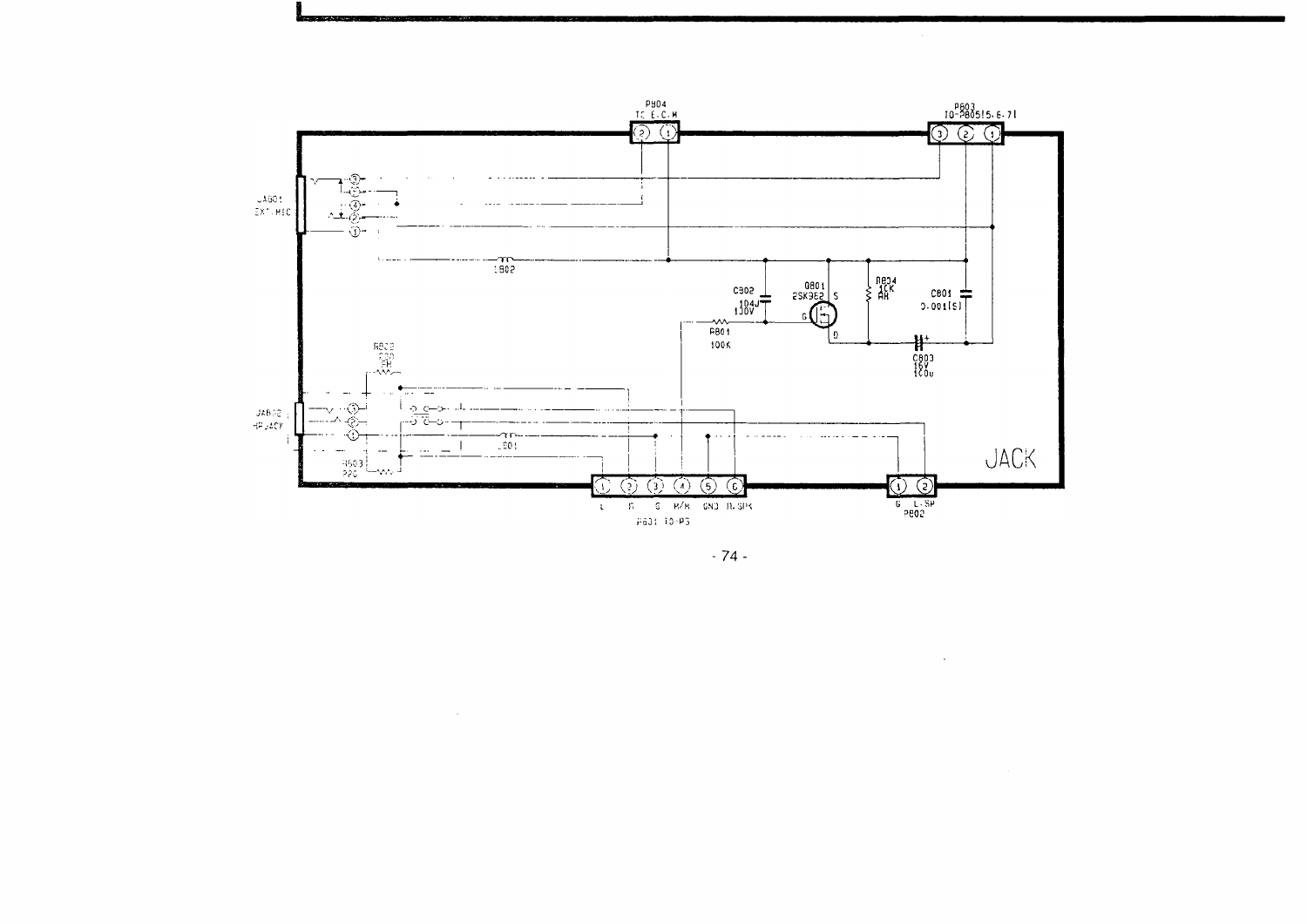P804
TO E.C.M

P803
TO P805(5,6,7)

JA801
EXT. MIC

L802

C802
104J
100V

Q801
2SK362

R804
10K
RH

C801
0.001(S)

R801
100K

C803
16V
100u

R802
220
RH

JA802
HP JACK

L801

R803
220

JACK

L R G R/M GND R.SPK
P801 TO P5

G L.SP
P802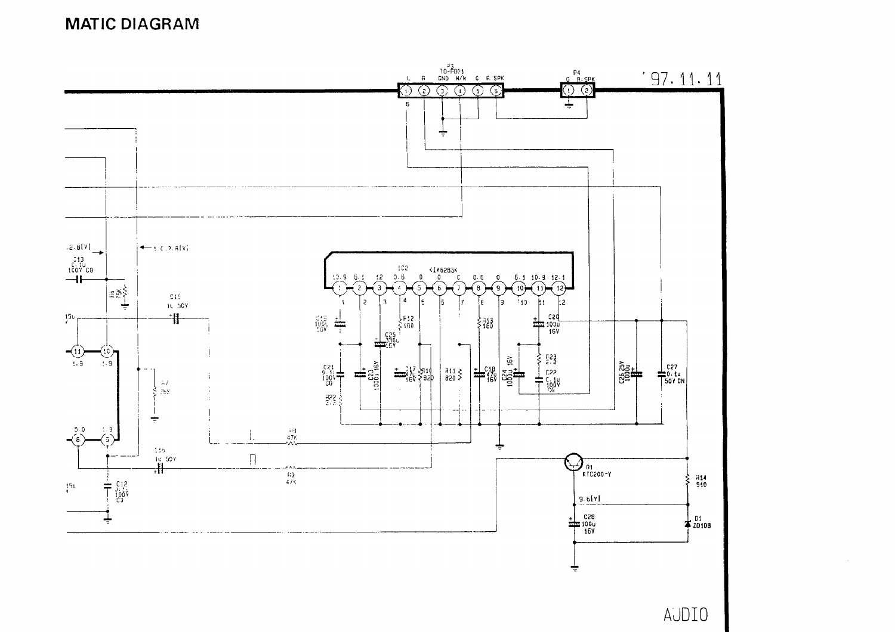MATIC DIAGRAM

'97.11.11

P3
10-P804

| L | R | GND | M/M | G | R.SPK |
| --- | --- | --- | --- | --- | --- |
| 1 | 2 | 3 | 4 | 5 | 6 |

P4

| G | R.SPK |
| --- | --- |
| 1 | 2 |

IC2 KIA6283K

| Pin | 1 | 2 | 3 | 4 | 5 | 6 | 7 | 8 | 9 | 10 | 11 | 12 |
| --- | --- | --- | --- | --- | --- | --- | --- | --- | --- | --- | --- | --- |
| Voltage | 10.9 | 6.1 | 12 | 0.6 | 0 | 0 | 0 | 0.6 | 0 | 6.1 | 10.9 | 12.1 |

C13 0.1u 100V CO

R6 75K

C15 1u 50V

C16 1u 50V

R7 75K

C12 0.1u 100V CO

R8 47K

R9 47K

L

R

C19 100u 16V

C21 0.1u 100V CO

R22 2.2

C23 1000u 16V

C25 330u 16V

R12 180

C17 470 16V

R10 820

R11 820

R13 180

C18 470 16V

C24 1000u 16V

C20 100u 16V

R23 2.2

C22 0.1u 100V CO

C26 25V 1000u

C27 0.1u 50V CN

Q1 KTC200-Y

R14 510

9.6[V]

C28 100u 16V

D1 ZD10B

AUDIO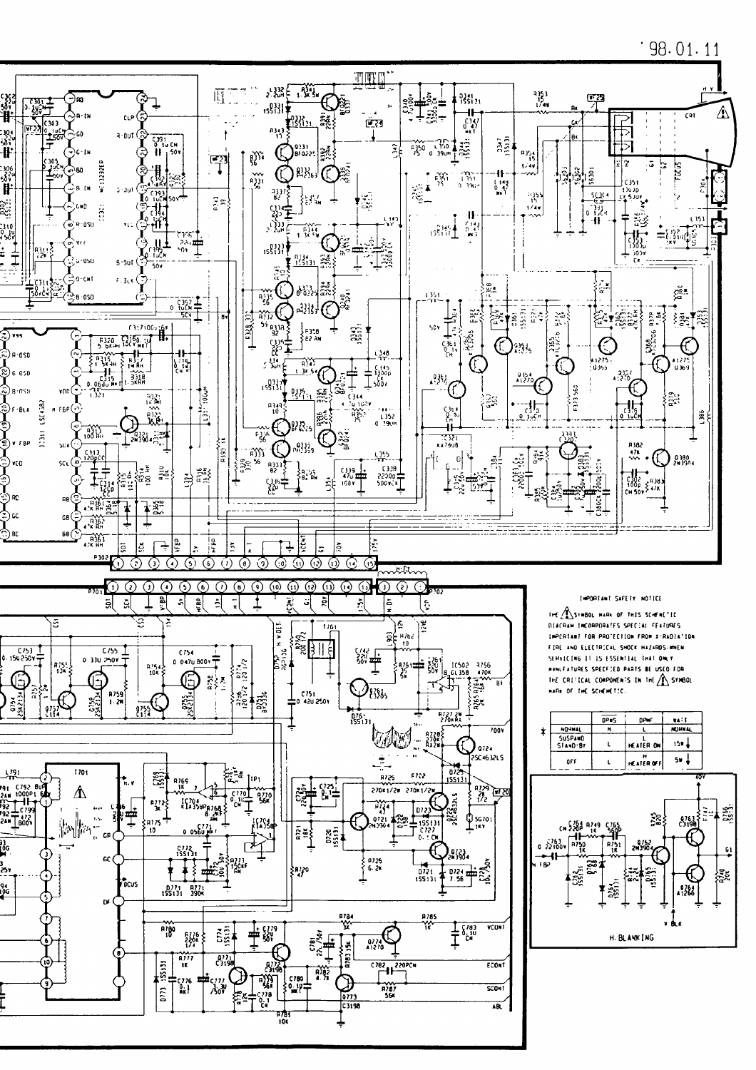'98.01.11

IMPORTANT SAFETY NOTICE

THE ⚠ SYMBOL MARK OF THIS SCHEMATIC DIAGRAM INCORPORATES SPECIAL FEATURES IMPORTANT FOR PROTECTION FROM X-RADIATION FIRE AND ELECTRICAL SHOCK HAZARDS. WHEN SERVICING IT IS ESSENTIAL THAT ONLY MANUFACTURES SPECIFIED PARTS BE USED FOR THE CRITICAL COMPONENTS IN THE ⚠ SYMBOL MARK OF THE SCHEMATIC.

| * | DPMS | DPMF | WATT |
|---|---|---|---|
| NORMAL | H | L | NORMAL |
| SUSPEND STAND-BY | L | L HEATER ON | 15W ↓ |
| OFF | L | H HEATER OFF | 5W ↓ |

H. BLANKING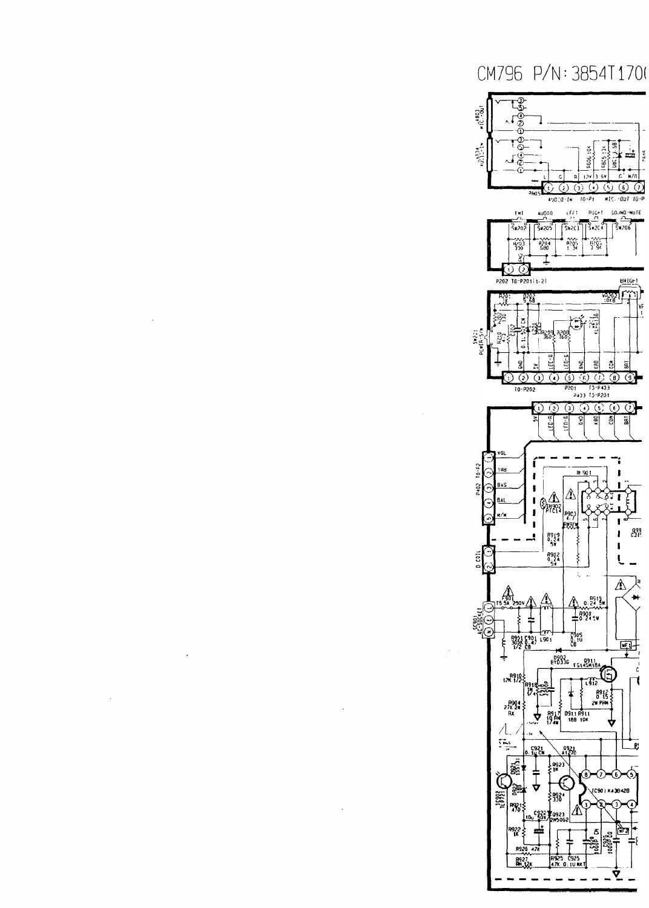CM796 P/N:3854T170(